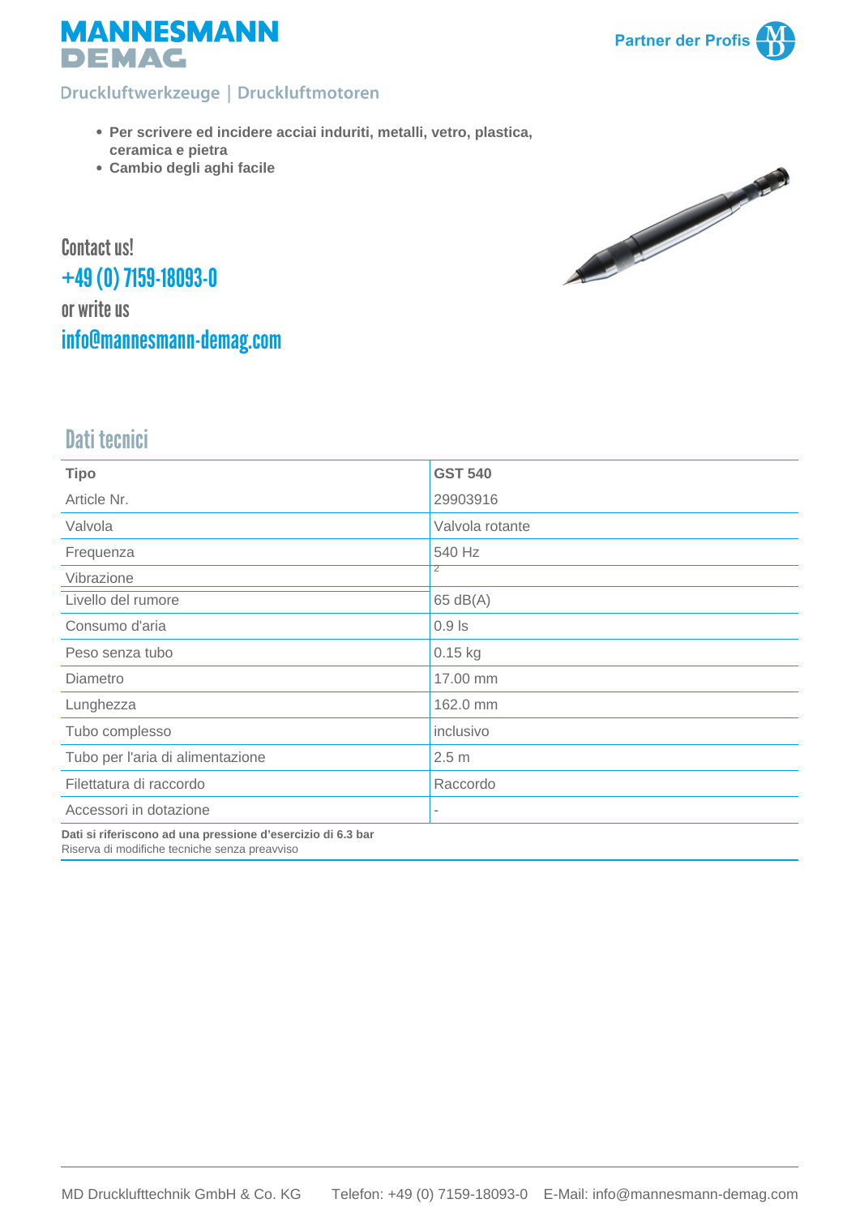# MANNESMANN DEMAG

Partner der Profis

Druckluftwerkzeuge | Druckluftmotoren

- **Per scrivere ed incidere acciai induriti, metalli, vetro, plastica, ceramica e pietra**
- **Cambio degli aghi facile**

Contact us!
+49 (0) 7159-18093-0
or write us
info@mannesmann-demag.com

## Dati tecnici

| **Tipo** | **GST 540** |
|---|---|
| Article Nr. | 29903916 |
| Valvola | Valvola rotante |
| Frequenza | 540 Hz |
| Vibrazione | 2 |
| Livello del rumore | 65 dB(A) |
| Consumo d'aria | 0.9 ls |
| Peso senza tubo | 0.15 kg |
| Diametro | 17.00 mm |
| Lunghezza | 162.0 mm |
| Tubo complesso | inclusivo |
| Tubo per l'aria di alimentazione | 2.5 m |
| Filettatura di raccordo | Raccordo |
| Accessori in dotazione | - |

**Dati si riferiscono ad una pressione d'esercizio di 6.3 bar**
Riserva di modifiche tecniche senza preavviso

MD Drucklufttechnik GmbH & Co. KG    Telefon: +49 (0) 7159-18093-0    E-Mail: info@mannesmann-demag.com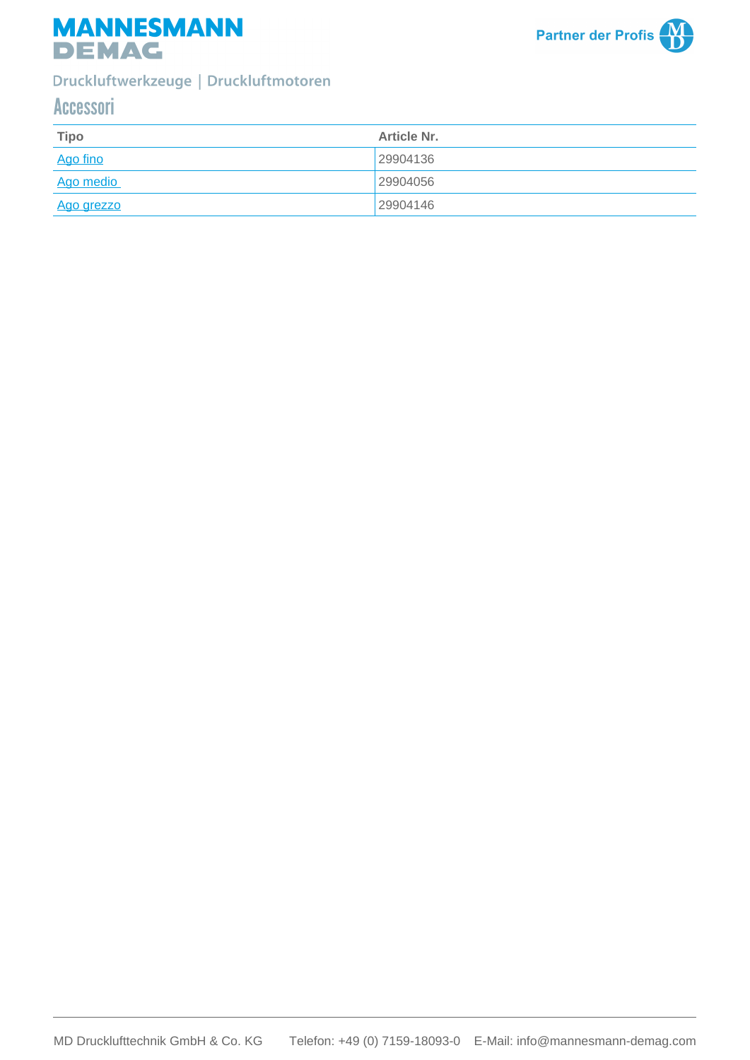Druckluftwerkzeuge | Druckluftmotoren

## Accessori

| Tipo | Article Nr. |
| --- | --- |
| Ago fino | 29904136 |
| Ago medio | 29904056 |
| Ago grezzo | 29904146 |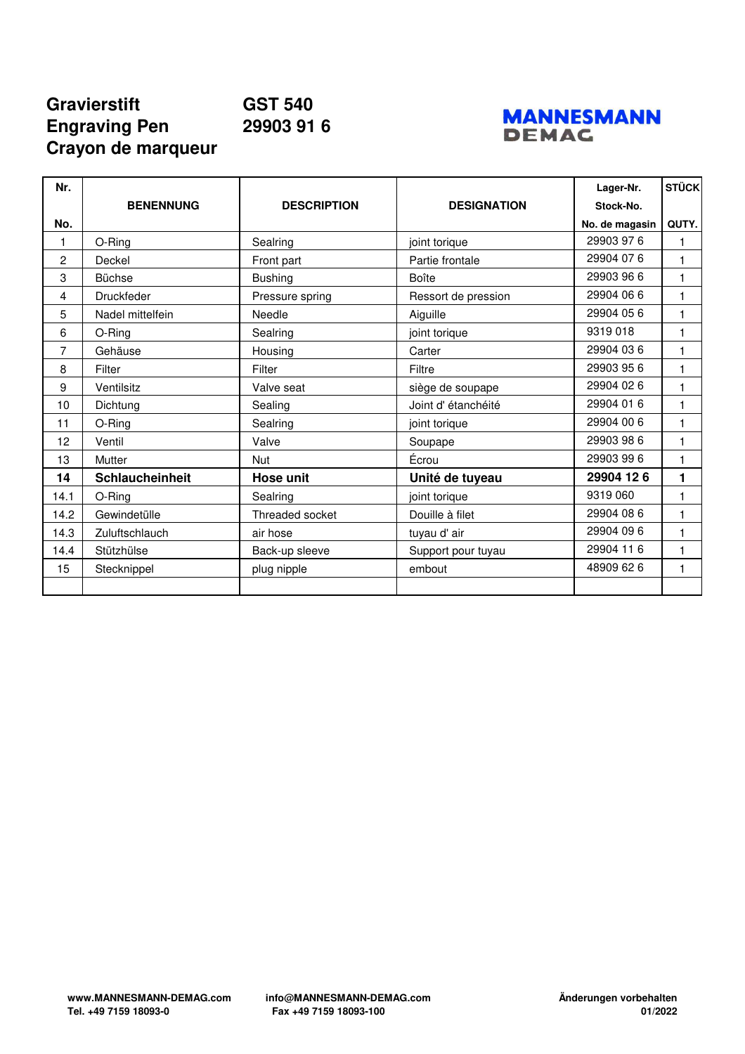# Gravierstift / Engraving Pen / Crayon de marqueur

**GST 540**
**29903 91 6**

MANNESMANN DEMAG

| Nr.<br>No. | BENENNUNG | DESCRIPTION | DESIGNATION | Lager-Nr.<br>Stock-No.<br>No. de magasin | STÜCK<br>QUTY. |
|---|---|---|---|---|---|
| 1 | O-Ring | Sealring | joint torique | 29903 97 6 | 1 |
| 2 | Deckel | Front part | Partie frontale | 29904 07 6 | 1 |
| 3 | Büchse | Bushing | Boîte | 29903 96 6 | 1 |
| 4 | Druckfeder | Pressure spring | Ressort de pression | 29904 06 6 | 1 |
| 5 | Nadel mittelfein | Needle | Aiguille | 29904 05 6 | 1 |
| 6 | O-Ring | Sealring | joint torique | 9319 018 | 1 |
| 7 | Gehäuse | Housing | Carter | 29904 03 6 | 1 |
| 8 | Filter | Filter | Filtre | 29903 95 6 | 1 |
| 9 | Ventilsitz | Valve seat | siège de soupape | 29904 02 6 | 1 |
| 10 | Dichtung | Sealing | Joint d' étanchéité | 29904 01 6 | 1 |
| 11 | O-Ring | Sealring | joint torique | 29904 00 6 | 1 |
| 12 | Ventil | Valve | Soupape | 29903 98 6 | 1 |
| 13 | Mutter | Nut | Écrou | 29903 99 6 | 1 |
| **14** | **Schlaucheinheit** | **Hose unit** | **Unité de tuyeau** | **29904 12 6** | **1** |
| 14.1 | O-Ring | Sealring | joint torique | 9319 060 | 1 |
| 14.2 | Gewindetülle | Threaded socket | Douille à filet | 29904 08 6 | 1 |
| 14.3 | Zuluftschlauch | air hose | tuyau d' air | 29904 09 6 | 1 |
| 14.4 | Stützhülse | Back-up sleeve | Support pour tuyau | 29904 11 6 | 1 |
| 15 | Stecknippel | plug nipple | embout | 48909 62 6 | 1 |
| | | | | | |

**www.MANNESMANN-DEMAG.com**
**Tel. +49 7159 18093-0**

**info@MANNESMANN-DEMAG.com**
**Fax +49 7159 18093-100**

**Änderungen vorbehalten**
**01/2022**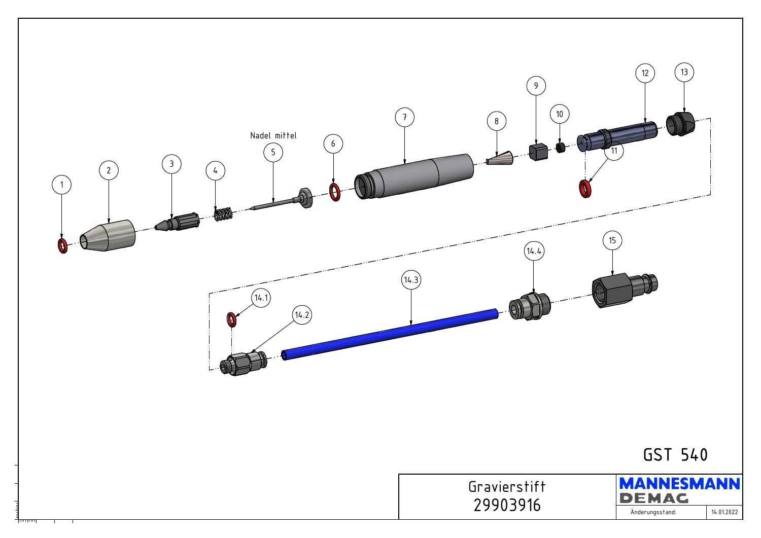Nadel mittel

1 2 3 4 5 6 7 8 9 10 11 12 13

14.1 14.2 14.3 14.4 15

GST 540

Gravierstift
29903916

MANNESMANN
DEMAG

Änderungsstand: 14.01.2022